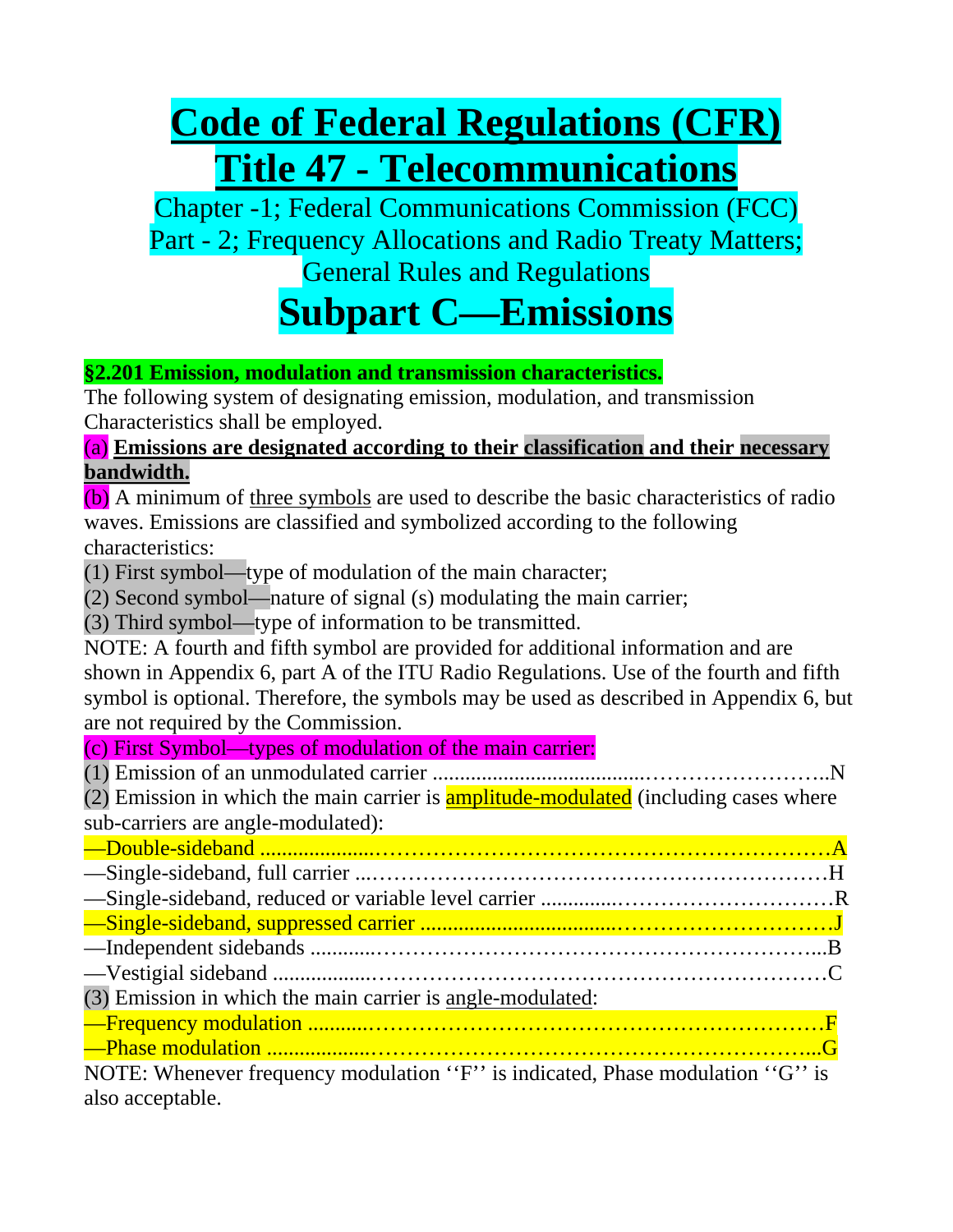# Code of Federal Regulations (CFR) Title 47 - Telecommunications

Chapter -1; Federal Communications Commission (FCC)
Part - 2; Frequency Allocations and Radio Treaty Matters; General Rules and Regulations

# Subpart C—Emissions

**§2.201 Emission, modulation and transmission characteristics.**

The following system of designating emission, modulation, and transmission Characteristics shall be employed.

(a) **Emissions are designated according to their classification and their necessary bandwidth.**

(b) A minimum of three symbols are used to describe the basic characteristics of radio waves. Emissions are classified and symbolized according to the following characteristics:

(1) First symbol—type of modulation of the main character;
(2) Second symbol—nature of signal (s) modulating the main carrier;
(3) Third symbol—type of information to be transmitted.

NOTE: A fourth and fifth symbol are provided for additional information and are shown in Appendix 6, part A of the ITU Radio Regulations. Use of the fourth and fifth symbol is optional. Therefore, the symbols may be used as described in Appendix 6, but are not required by the Commission.

(c) First Symbol—types of modulation of the main carrier:

(1) Emission of an unmodulated carrier ......................................N

(2) Emission in which the main carrier is amplitude-modulated (including cases where sub-carriers are angle-modulated):

—Double-sideband ......................................A
—Single-sideband, full carrier ......................................H
—Single-sideband, reduced or variable level carrier ......................................R
—Single-sideband, suppressed carrier ......................................J
—Independent sidebands ......................................B
—Vestigial sideband ......................................C

(3) Emission in which the main carrier is angle-modulated:

—Frequency modulation ......................................F
—Phase modulation ......................................G

NOTE: Whenever frequency modulation ''F'' is indicated, Phase modulation ''G'' is also acceptable.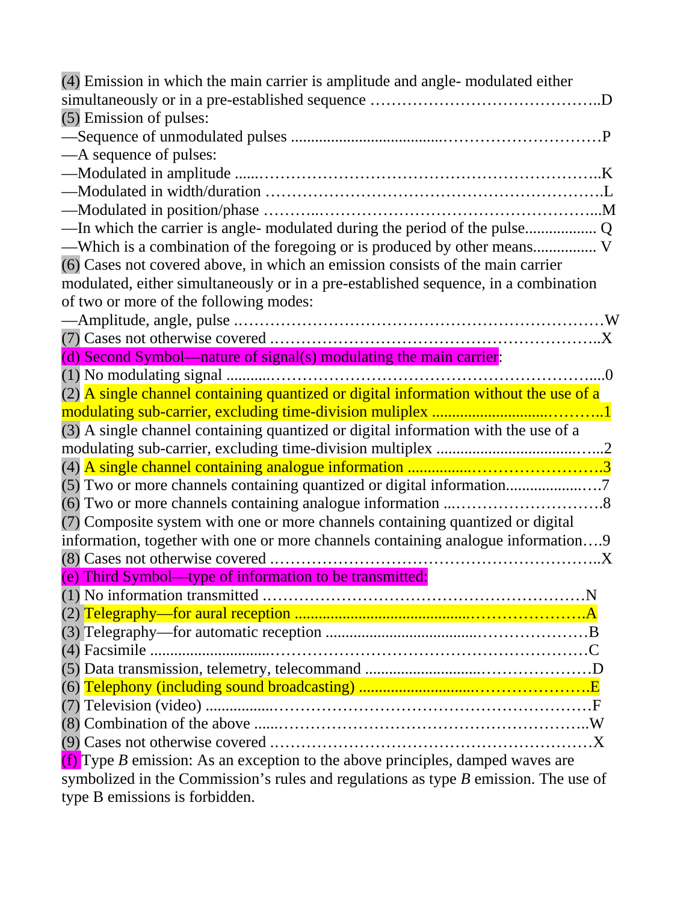(4) Emission in which the main carrier is amplitude and angle- modulated either simultaneously or in a pre-established sequence ……………………………………..D

(5) Emission of pulses:

—Sequence of unmodulated pulses ...................................………………………P

—A sequence of pulses:

—Modulated in amplitude ......………………………………………………………..K

—Modulated in width/duration ……………………………………………………L

—Modulated in position/phase ………..……………………………………………..M

—In which the carrier is angle- modulated during the period of the pulse.................. Q

—Which is a combination of the foregoing or is produced by other means................ V

(6) Cases not covered above, in which an emission consists of the main carrier modulated, either simultaneously or in a pre-established sequence, in a combination of two or more of the following modes:

—Amplitude, angle, pulse ……………………………………………………………W

(7) Cases not otherwise covered ……………………………………………………..X

(d) Second Symbol—nature of signal(s) modulating the main carrier:

(1) No modulating signal ..........……………………………………………………....0

(2) A single channel containing quantized or digital information without the use of a modulating sub-carrier, excluding time-division muliplex ..........................………..1

(3) A single channel containing quantized or digital information with the use of a modulating sub-carrier, excluding time-division multiplex ....................................…...2

(4) A single channel containing analogue information ................……………………3

(5) Two or more channels containing quantized or digital information....................…7

(6) Two or more channels containing analogue information ...……………………….8

(7) Composite system with one or more channels containing quantized or digital information, together with one or more channels containing analogue information….9

(8) Cases not otherwise covered ……………………………………………………..X

(e) Third Symbol—type of information to be transmitted:

(1) No information transmitted …………………………………………………N

(2) Telegraphy—for aural reception .........................................…………………A

(3) Telegraphy—for automatic reception ...................................…………………B

(4) Facsimile ..........................…………………………………………………C

(5) Data transmission, telemetry, telecommand ..........................…………………D

(6) Telephony (including sound broadcasting) ..........................…………………E

(7) Television (video) ................…………………………………………………F

(8) Combination of the above .....…………………………………………………..W

(9) Cases not otherwise covered …………………………………………………X

(f) Type *B* emission: As an exception to the above principles, damped waves are symbolized in the Commission's rules and regulations as type *B* emission. The use of type B emissions is forbidden.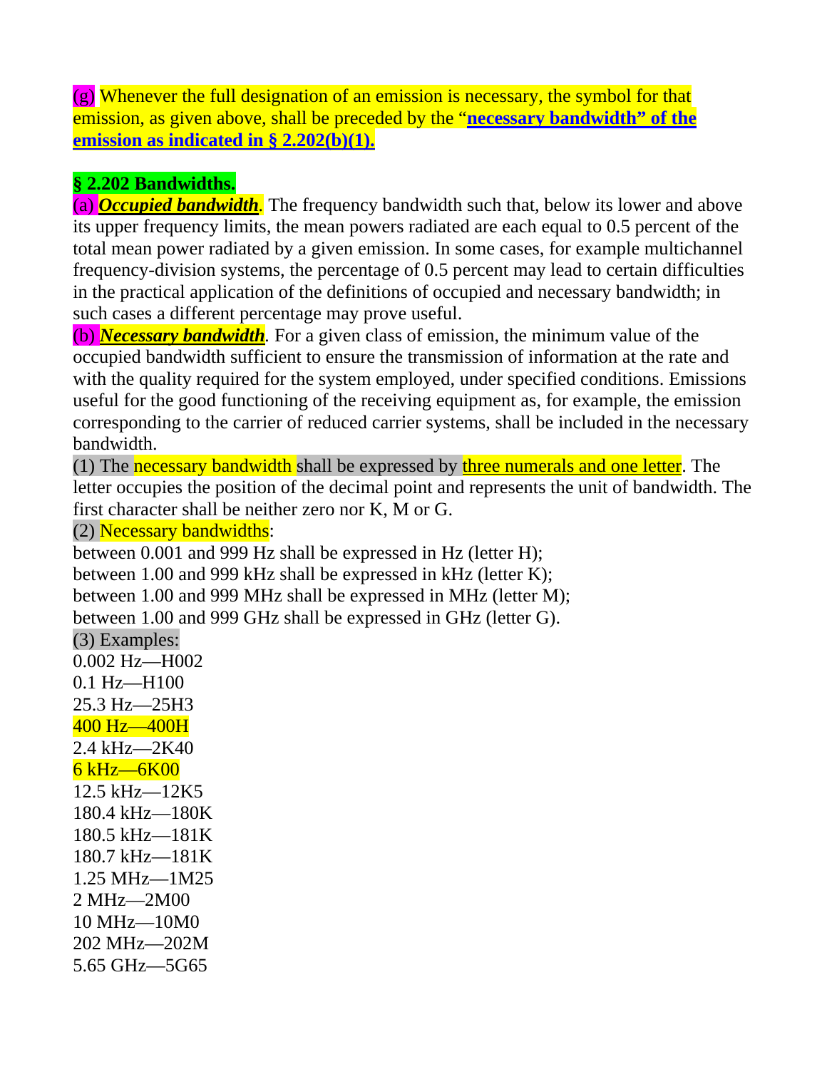(g) Whenever the full designation of an emission is necessary, the symbol for that emission, as given above, shall be preceded by the "**necessary bandwidth" of the emission as indicated in § 2.202(b)(1).**

**§ 2.202 Bandwidths.**

(a) ***Occupied bandwidth***. The frequency bandwidth such that, below its lower and above its upper frequency limits, the mean powers radiated are each equal to 0.5 percent of the total mean power radiated by a given emission. In some cases, for example multichannel frequency-division systems, the percentage of 0.5 percent may lead to certain difficulties in the practical application of the definitions of occupied and necessary bandwidth; in such cases a different percentage may prove useful.

(b) ***Necessary bandwidth***. For a given class of emission, the minimum value of the occupied bandwidth sufficient to ensure the transmission of information at the rate and with the quality required for the system employed, under specified conditions. Emissions useful for the good functioning of the receiving equipment as, for example, the emission corresponding to the carrier of reduced carrier systems, shall be included in the necessary bandwidth.

(1) The necessary bandwidth shall be expressed by three numerals and one letter. The letter occupies the position of the decimal point and represents the unit of bandwidth. The first character shall be neither zero nor K, M or G.

(2) Necessary bandwidths:
between 0.001 and 999 Hz shall be expressed in Hz (letter H);
between 1.00 and 999 kHz shall be expressed in kHz (letter K);
between 1.00 and 999 MHz shall be expressed in MHz (letter M);
between 1.00 and 999 GHz shall be expressed in GHz (letter G).

(3) Examples:
0.002 Hz—H002
0.1 Hz—H100
25.3 Hz—25H3
400 Hz—400H
2.4 kHz—2K40
6 kHz—6K00
12.5 kHz—12K5
180.4 kHz—180K
180.5 kHz—181K
180.7 kHz—181K
1.25 MHz—1M25
2 MHz—2M00
10 MHz—10M0
202 MHz—202M
5.65 GHz—5G65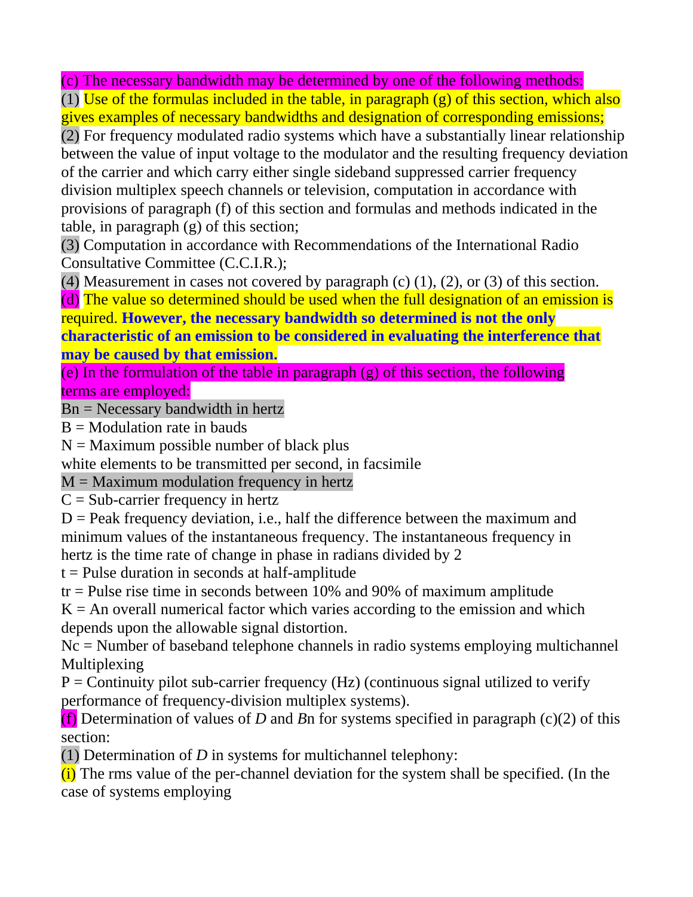(c) The necessary bandwidth may be determined by one of the following methods:

(1) Use of the formulas included in the table, in paragraph (g) of this section, which also gives examples of necessary bandwidths and designation of corresponding emissions;

(2) For frequency modulated radio systems which have a substantially linear relationship between the value of input voltage to the modulator and the resulting frequency deviation of the carrier and which carry either single sideband suppressed carrier frequency division multiplex speech channels or television, computation in accordance with provisions of paragraph (f) of this section and formulas and methods indicated in the table, in paragraph (g) of this section;

(3) Computation in accordance with Recommendations of the International Radio Consultative Committee (C.C.I.R.);

(4) Measurement in cases not covered by paragraph (c) (1), (2), or (3) of this section.

(d) The value so determined should be used when the full designation of an emission is required. **However, the necessary bandwidth so determined is not the only characteristic of an emission to be considered in evaluating the interference that may be caused by that emission.**

(e) In the formulation of the table in paragraph (g) of this section, the following terms are employed:

Bn = Necessary bandwidth in hertz

B = Modulation rate in bauds

N = Maximum possible number of black plus white elements to be transmitted per second, in facsimile

M = Maximum modulation frequency in hertz

C = Sub-carrier frequency in hertz

D = Peak frequency deviation, i.e., half the difference between the maximum and minimum values of the instantaneous frequency. The instantaneous frequency in hertz is the time rate of change in phase in radians divided by 2

t = Pulse duration in seconds at half-amplitude

tr = Pulse rise time in seconds between 10% and 90% of maximum amplitude

K = An overall numerical factor which varies according to the emission and which depends upon the allowable signal distortion.

Nc = Number of baseband telephone channels in radio systems employing multichannel Multiplexing

P = Continuity pilot sub-carrier frequency (Hz) (continuous signal utilized to verify performance of frequency-division multiplex systems).

(f) Determination of values of *D* and *B*n for systems specified in paragraph (c)(2) of this section:

(1) Determination of *D* in systems for multichannel telephony:

(i) The rms value of the per-channel deviation for the system shall be specified. (In the case of systems employing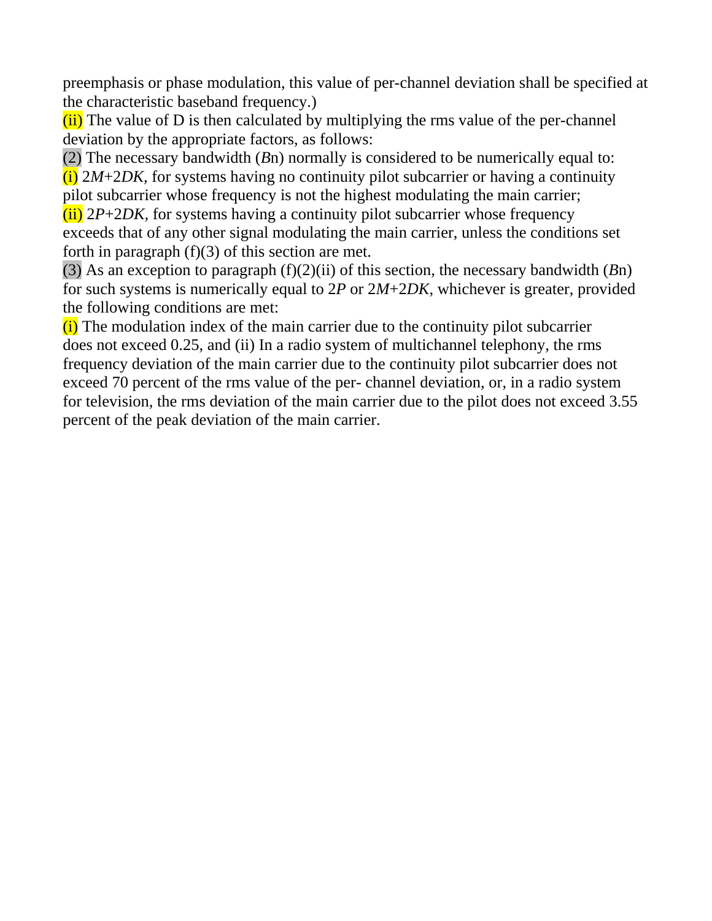preemphasis or phase modulation, this value of per-channel deviation shall be specified at the characteristic baseband frequency.)

(ii) The value of D is then calculated by multiplying the rms value of the per-channel deviation by the appropriate factors, as follows:

(2) The necessary bandwidth (*B*n) normally is considered to be numerically equal to:

(i) $2M+2DK$, for systems having no continuity pilot subcarrier or having a continuity pilot subcarrier whose frequency is not the highest modulating the main carrier;

(ii) $2P+2DK$, for systems having a continuity pilot subcarrier whose frequency exceeds that of any other signal modulating the main carrier, unless the conditions set forth in paragraph (f)(3) of this section are met.

(3) As an exception to paragraph (f)(2)(ii) of this section, the necessary bandwidth (*B*n) for such systems is numerically equal to $2P$ or $2M+2DK$, whichever is greater, provided the following conditions are met:

(i) The modulation index of the main carrier due to the continuity pilot subcarrier does not exceed 0.25, and (ii) In a radio system of multichannel telephony, the rms frequency deviation of the main carrier due to the continuity pilot subcarrier does not exceed 70 percent of the rms value of the per- channel deviation, or, in a radio system for television, the rms deviation of the main carrier due to the pilot does not exceed 3.55 percent of the peak deviation of the main carrier.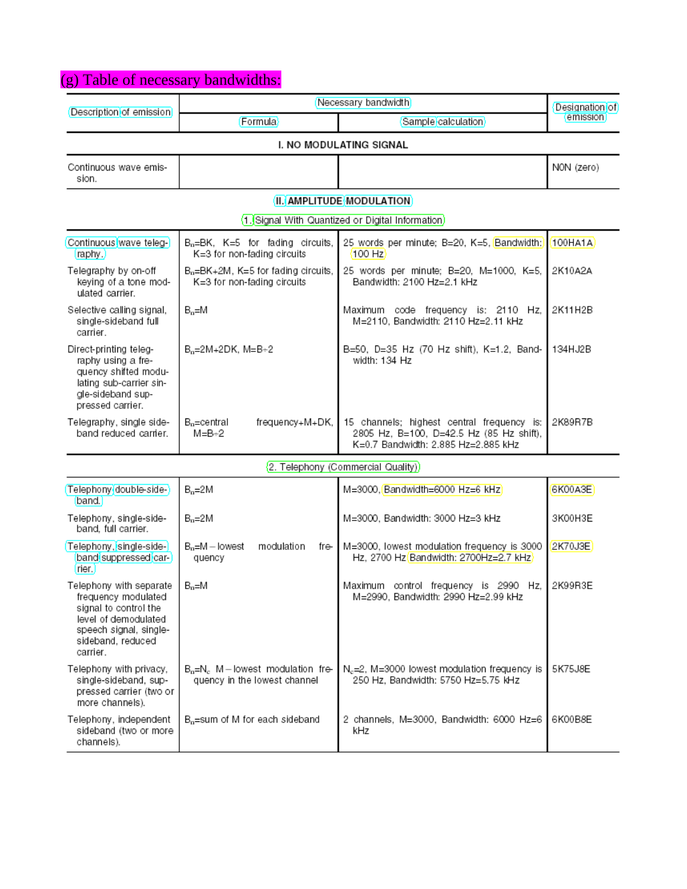## (g) Table of necessary bandwidths:

| Description of emission | Necessary bandwidth | | Designation of emission |
|---|---|---|---|
| | Formula | Sample calculation | |
| **I. NO MODULATING SIGNAL** | | | |
| Continuous wave emission. | | | N0N (zero) |
| **II. AMPLITUDE MODULATION** | | | |
| 1. Signal With Quantized or Digital Information | | | |
| Continuous wave telegraphy. | $B_n$=BK, K=5 for fading circuits, K=3 for non-fading circuits | 25 words per minute; B=20, K=5, Bandwidth: 100 Hz | 100HA1A |
| Telegraphy by on-off keying of a tone modulated carrier. | $B_n$=BK+2M, K=5 for fading circuits, K=3 for non-fading circuits | 25 words per minute; B=20, M=1000, K=5, Bandwidth: 2100 Hz=2.1 kHz | 2K10A2A |
| Selective calling signal, single-sideband full carrier. | $B_n$=M | Maximum code frequency is: 2110 Hz, M=2110, Bandwidth: 2110 Hz=2.11 kHz | 2K11H2B |
| Direct-printing telegraphy using a frequency shifted modulating sub-carrier single-sideband suppressed carrier. | $B_n$=2M+2DK, M=B÷2 | B=50, D=35 Hz (70 Hz shift), K=1.2, Bandwidth: 134 Hz | 134HJ2B |
| Telegraphy, single sideband reduced carrier. | $B_n$=central frequency+M+DK, M=B÷2 | 15 channels; highest central frequency is: 2805 Hz, B=100, D=42.5 Hz (85 Hz shift), K=0.7 Bandwidth: 2.885 Hz=2.885 kHz | 2K89R7B |
| 2. Telephony (Commercial Quality) | | | |
| Telephony double-sideband. | $B_n$=2M | M=3000, Bandwidth=6000 Hz=6 kHz | 6K00A3E |
| Telephony, single-sideband, full carrier. | $B_n$=2M | M=3000, Bandwidth: 3000 Hz=3 kHz | 3K00H3E |
| Telephony, single-sideband suppressed carrier. | $B_n$=M – lowest modulation frequency | M=3000, lowest modulation frequency is 3000 Hz, 2700 Hz Bandwidth: 2700Hz=2.7 kHz | 2K70J3E |
| Telephony with separate frequency modulated signal to control the level of demodulated speech signal, single-sideband, reduced carrier. | $B_n$=M | Maximum control frequency is 2990 Hz, M=2990, Bandwidth: 2990 Hz=2.99 kHz | 2K99R3E |
| Telephony with privacy, single-sideband, suppressed carrier (two or more channels). | $B_n$=$N_c$ M – lowest modulation frequency in the lowest channel | $N_c$=2, M=3000 lowest modulation frequency is 250 Hz, Bandwidth: 5750 Hz=5.75 kHz | 5K75J8E |
| Telephony, independent sideband (two or more channels). | $B_n$=sum of M for each sideband | 2 channels, M=3000, Bandwidth: 6000 Hz=6 kHz | 6K00B8E |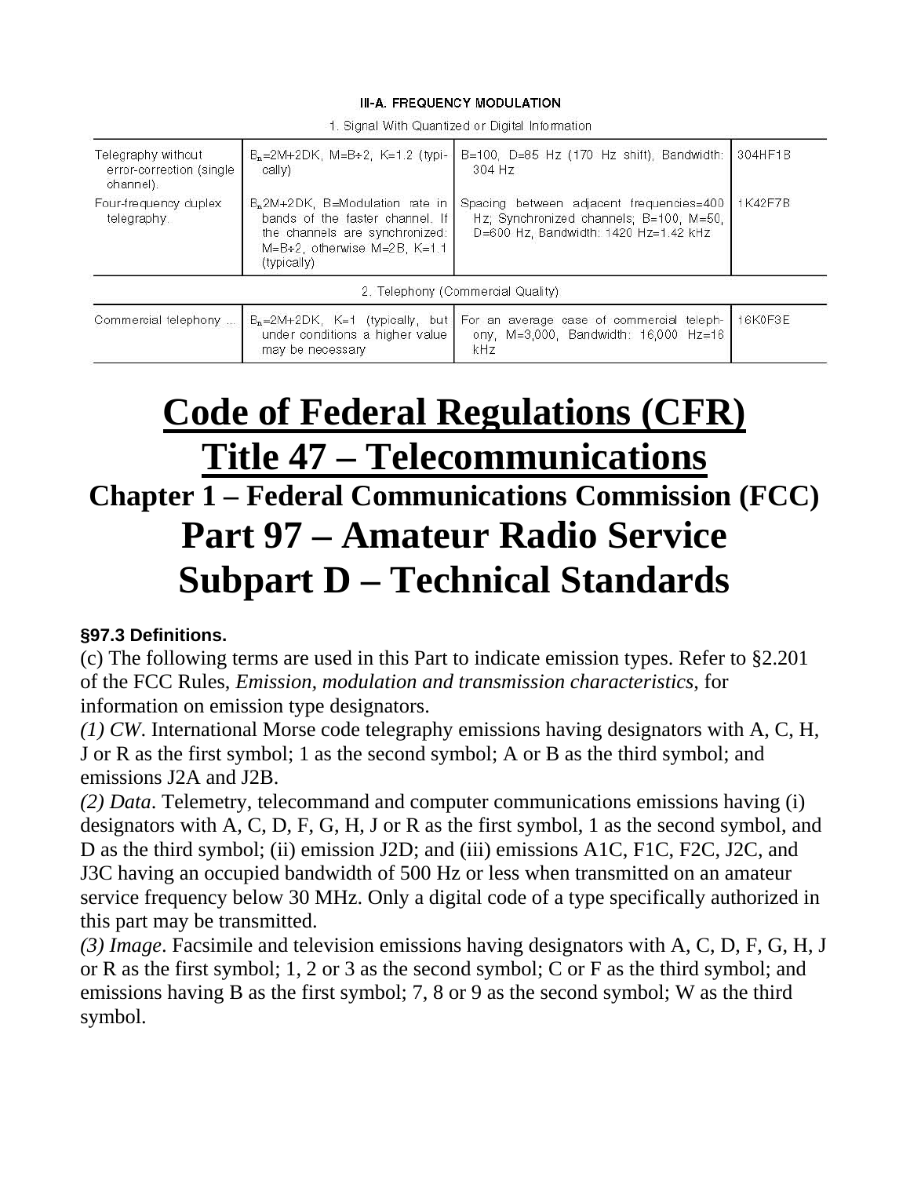III-A. FREQUENCY MODULATION

1. Signal With Quantized or Digital Information

| | | | |
|---|---|---|---|
| Telegraphy without error-correction (single channel). | $B_n$=2M+2DK, M=B÷2, K=1.2 (typically) | B=100, D=85 Hz (170 Hz shift), Bandwidth: 304 Hz | 304HF1B |
| Four-frequency duplex telegraphy. | $B_n$2M+2DK, B=Modulation rate in bands of the faster channel. If the channels are synchronized: M=B÷2, otherwise M=2B, K=1.1 (typically) | Spacing between adjacent frequencies=400 Hz; Synchronized channels; B=100, M=50, D=600 Hz, Bandwidth: 1420 Hz=1.42 kHz | 1K42F7B |
| **2. Telephony (Commercial Quality)** | | | |
| Commercial telephony ... | $B_n$=2M+2DK, K=1 (typically, but under conditions a higher value may be necessary | For an average case of commercial telephony, M=3,000, Bandwidth: 16,000 Hz=16 kHz | 16K0F3E |

# Code of Federal Regulations (CFR)

# Title 47 – Telecommunications

## Chapter 1 – Federal Communications Commission (FCC)

# Part 97 – Amateur Radio Service

# Subpart D – Technical Standards

**§97.3 Definitions.**

(c) The following terms are used in this Part to indicate emission types. Refer to §2.201 of the FCC Rules, *Emission, modulation and transmission characteristics*, for information on emission type designators.

*(1) CW*. International Morse code telegraphy emissions having designators with A, C, H, J or R as the first symbol; 1 as the second symbol; A or B as the third symbol; and emissions J2A and J2B.

*(2) Data*. Telemetry, telecommand and computer communications emissions having (i) designators with A, C, D, F, G, H, J or R as the first symbol, 1 as the second symbol, and D as the third symbol; (ii) emission J2D; and (iii) emissions A1C, F1C, F2C, J2C, and J3C having an occupied bandwidth of 500 Hz or less when transmitted on an amateur service frequency below 30 MHz. Only a digital code of a type specifically authorized in this part may be transmitted.

*(3) Image*. Facsimile and television emissions having designators with A, C, D, F, G, H, J or R as the first symbol; 1, 2 or 3 as the second symbol; C or F as the third symbol; and emissions having B as the first symbol; 7, 8 or 9 as the second symbol; W as the third symbol.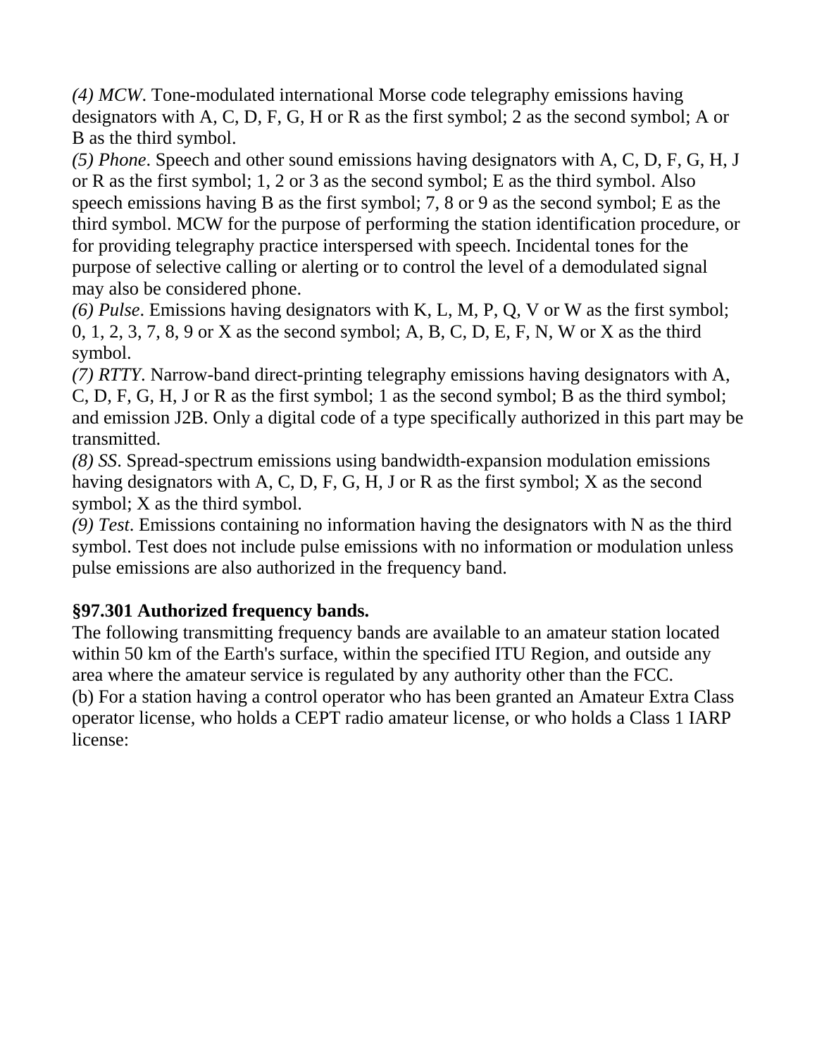*(4) MCW*. Tone-modulated international Morse code telegraphy emissions having designators with A, C, D, F, G, H or R as the first symbol; 2 as the second symbol; A or B as the third symbol.

*(5) Phone*. Speech and other sound emissions having designators with A, C, D, F, G, H, J or R as the first symbol; 1, 2 or 3 as the second symbol; E as the third symbol. Also speech emissions having B as the first symbol; 7, 8 or 9 as the second symbol; E as the third symbol. MCW for the purpose of performing the station identification procedure, or for providing telegraphy practice interspersed with speech. Incidental tones for the purpose of selective calling or alerting or to control the level of a demodulated signal may also be considered phone.

*(6) Pulse*. Emissions having designators with K, L, M, P, Q, V or W as the first symbol; 0, 1, 2, 3, 7, 8, 9 or X as the second symbol; A, B, C, D, E, F, N, W or X as the third symbol.

*(7) RTTY*. Narrow-band direct-printing telegraphy emissions having designators with A, C, D, F, G, H, J or R as the first symbol; 1 as the second symbol; B as the third symbol; and emission J2B. Only a digital code of a type specifically authorized in this part may be transmitted.

*(8) SS*. Spread-spectrum emissions using bandwidth-expansion modulation emissions having designators with A, C, D, F, G, H, J or R as the first symbol; X as the second symbol; X as the third symbol.

*(9) Test*. Emissions containing no information having the designators with N as the third symbol. Test does not include pulse emissions with no information or modulation unless pulse emissions are also authorized in the frequency band.

**§97.301 Authorized frequency bands.**

The following transmitting frequency bands are available to an amateur station located within 50 km of the Earth's surface, within the specified ITU Region, and outside any area where the amateur service is regulated by any authority other than the FCC.

(b) For a station having a control operator who has been granted an Amateur Extra Class operator license, who holds a CEPT radio amateur license, or who holds a Class 1 IARP license: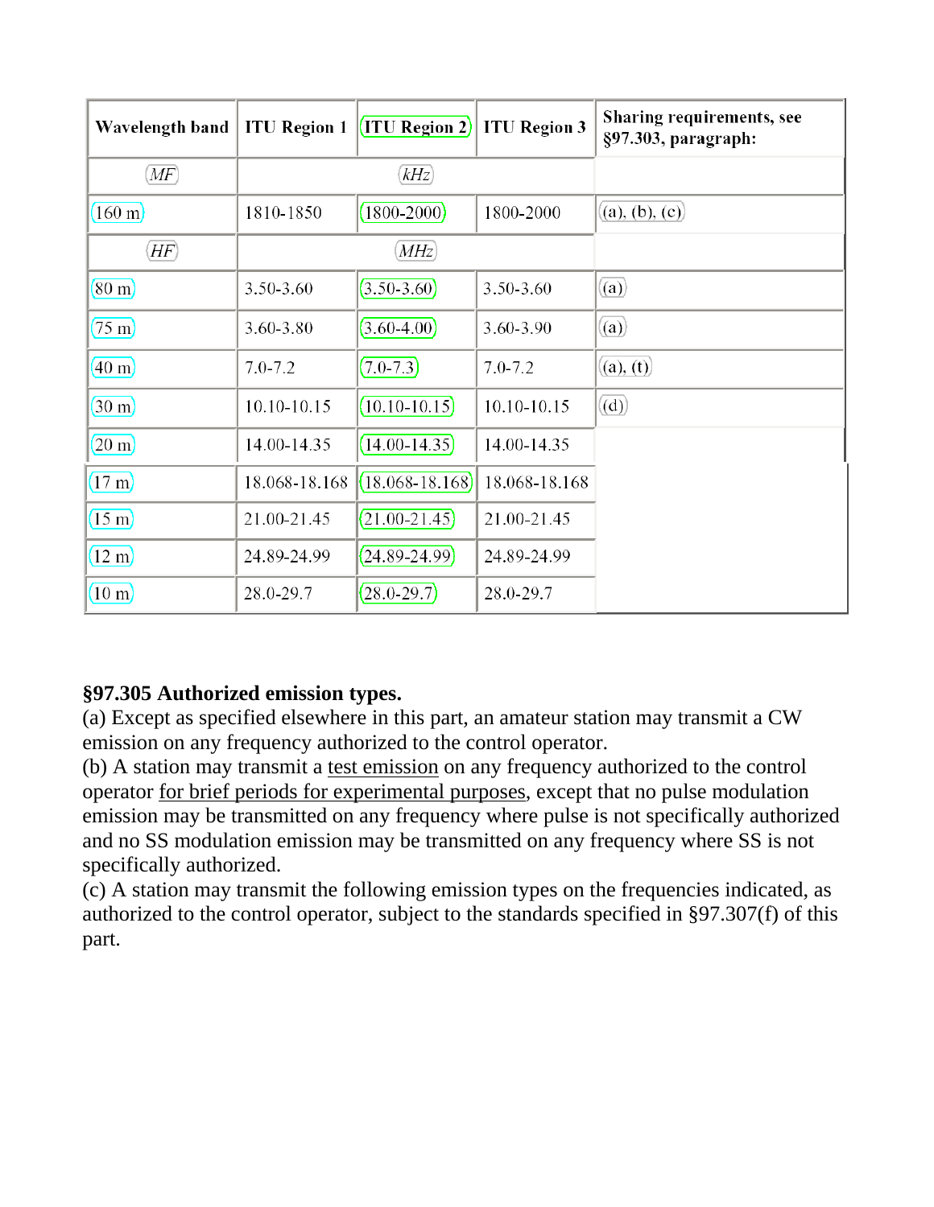| Wavelength band | ITU Region 1 | ITU Region 2 | ITU Region 3 | Sharing requirements, see §97.303, paragraph: |
| --- | --- | --- | --- | --- |
| *MF* | *kHz* | | | |
| 160 m | 1810-1850 | 1800-2000 | 1800-2000 | (a), (b), (c) |
| *HF* | *MHz* | | | |
| 80 m | 3.50-3.60 | 3.50-3.60 | 3.50-3.60 | (a) |
| 75 m | 3.60-3.80 | 3.60-4.00 | 3.60-3.90 | (a) |
| 40 m | 7.0-7.2 | 7.0-7.3 | 7.0-7.2 | (a), (t) |
| 30 m | 10.10-10.15 | 10.10-10.15 | 10.10-10.15 | (d) |
| 20 m | 14.00-14.35 | 14.00-14.35 | 14.00-14.35 | |
| 17 m | 18.068-18.168 | 18.068-18.168 | 18.068-18.168 | |
| 15 m | 21.00-21.45 | 21.00-21.45 | 21.00-21.45 | |
| 12 m | 24.89-24.99 | 24.89-24.99 | 24.89-24.99 | |
| 10 m | 28.0-29.7 | 28.0-29.7 | 28.0-29.7 | |

**§97.305 Authorized emission types.**
(a) Except as specified elsewhere in this part, an amateur station may transmit a CW emission on any frequency authorized to the control operator.
(b) A station may transmit a test emission on any frequency authorized to the control operator for brief periods for experimental purposes, except that no pulse modulation emission may be transmitted on any frequency where pulse is not specifically authorized and no SS modulation emission may be transmitted on any frequency where SS is not specifically authorized.
(c) A station may transmit the following emission types on the frequencies indicated, as authorized to the control operator, subject to the standards specified in §97.307(f) of this part.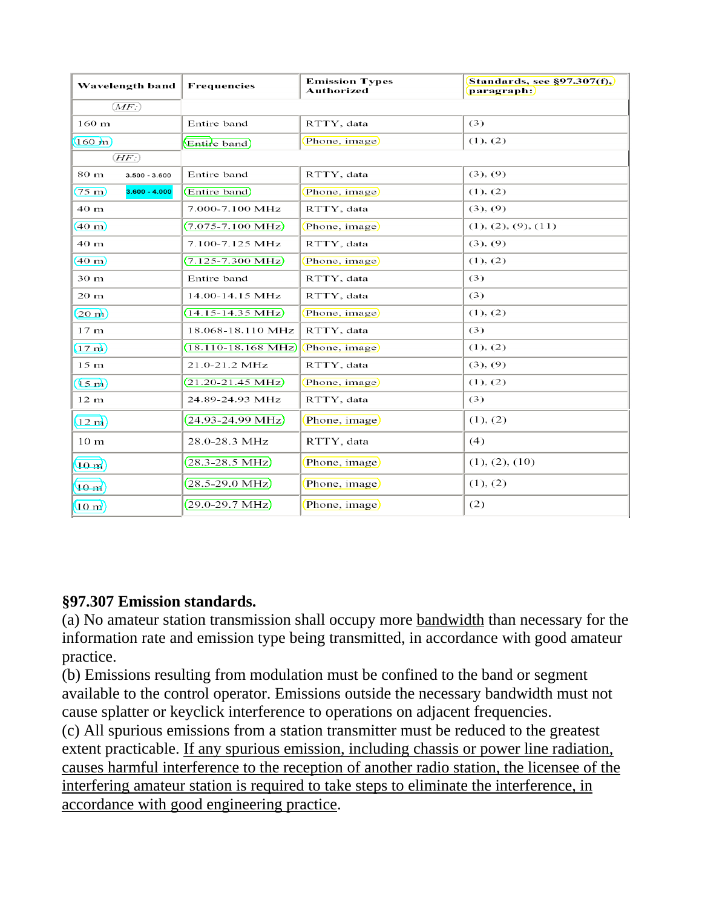| Wavelength band | Frequencies | Emission Types Authorized | Standards, see §97.307(f), paragraph: |
| --- | --- | --- | --- |
| MF: | | | |
| 160 m | Entire band | RTTY, data | (3) |
| 160 m | Entire band | Phone, image | (1), (2) |
| HF: | | | |
| 80 m 3.500 - 3.600 | Entire band | RTTY, data | (3), (9) |
| 75 m 3.600 - 4.000 | Entire band | Phone, image | (1), (2) |
| 40 m | 7.000-7.100 MHz | RTTY, data | (3), (9) |
| 40 m | 7.075-7.100 MHz | Phone, image | (1), (2), (9), (11) |
| 40 m | 7.100-7.125 MHz | RTTY, data | (3), (9) |
| 40 m | 7.125-7.300 MHz | Phone, image | (1), (2) |
| 30 m | Entire band | RTTY, data | (3) |
| 20 m | 14.00-14.15 MHz | RTTY, data | (3) |
| 20 m | 14.15-14.35 MHz | Phone, image | (1), (2) |
| 17 m | 18.068-18.110 MHz | RTTY, data | (3) |
| 17 m | 18.110-18.168 MHz | Phone, image | (1), (2) |
| 15 m | 21.0-21.2 MHz | RTTY, data | (3), (9) |
| 15 m | 21.20-21.45 MHz | Phone, image | (1), (2) |
| 12 m | 24.89-24.93 MHz | RTTY, data | (3) |
| 12 m | 24.93-24.99 MHz | Phone, image | (1), (2) |
| 10 m | 28.0-28.3 MHz | RTTY, data | (4) |
| 10 m | 28.3-28.5 MHz | Phone, image | (1), (2), (10) |
| 10 m | 28.5-29.0 MHz | Phone, image | (1), (2) |
| 10 m | 29.0-29.7 MHz | Phone, image | (2) |

**§97.307 Emission standards.**

(a) No amateur station transmission shall occupy more bandwidth than necessary for the information rate and emission type being transmitted, in accordance with good amateur practice.

(b) Emissions resulting from modulation must be confined to the band or segment available to the control operator. Emissions outside the necessary bandwidth must not cause splatter or keyclick interference to operations on adjacent frequencies.

(c) All spurious emissions from a station transmitter must be reduced to the greatest extent practicable. If any spurious emission, including chassis or power line radiation, causes harmful interference to the reception of another radio station, the licensee of the interfering amateur station is required to take steps to eliminate the interference, in accordance with good engineering practice.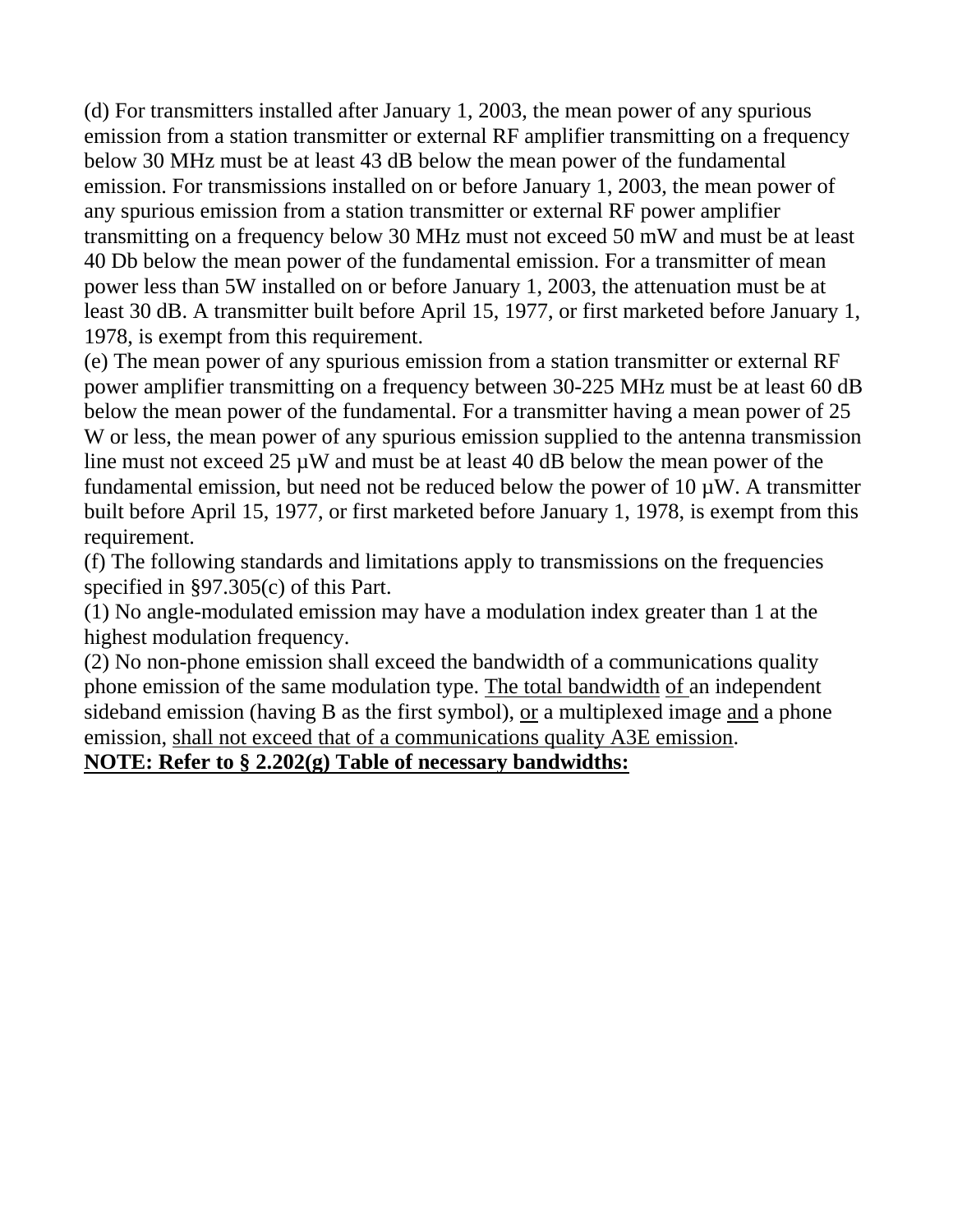(d) For transmitters installed after January 1, 2003, the mean power of any spurious emission from a station transmitter or external RF amplifier transmitting on a frequency below 30 MHz must be at least 43 dB below the mean power of the fundamental emission. For transmissions installed on or before January 1, 2003, the mean power of any spurious emission from a station transmitter or external RF power amplifier transmitting on a frequency below 30 MHz must not exceed 50 mW and must be at least 40 Db below the mean power of the fundamental emission. For a transmitter of mean power less than 5W installed on or before January 1, 2003, the attenuation must be at least 30 dB. A transmitter built before April 15, 1977, or first marketed before January 1, 1978, is exempt from this requirement.

(e) The mean power of any spurious emission from a station transmitter or external RF power amplifier transmitting on a frequency between 30-225 MHz must be at least 60 dB below the mean power of the fundamental. For a transmitter having a mean power of 25 W or less, the mean power of any spurious emission supplied to the antenna transmission line must not exceed 25 µW and must be at least 40 dB below the mean power of the fundamental emission, but need not be reduced below the power of 10 µW. A transmitter built before April 15, 1977, or first marketed before January 1, 1978, is exempt from this requirement.

(f) The following standards and limitations apply to transmissions on the frequencies specified in §97.305(c) of this Part.

(1) No angle-modulated emission may have a modulation index greater than 1 at the highest modulation frequency.

(2) No non-phone emission shall exceed the bandwidth of a communications quality phone emission of the same modulation type. <u>The total bandwidth</u> <u>of</u> an independent sideband emission (having B as the first symbol), <u>or</u> a multiplexed image <u>and</u> a phone emission, <u>shall not exceed that of a communications quality A3E emission</u>.

**<u>NOTE: Refer to § 2.202(g) Table of necessary bandwidths:</u>**